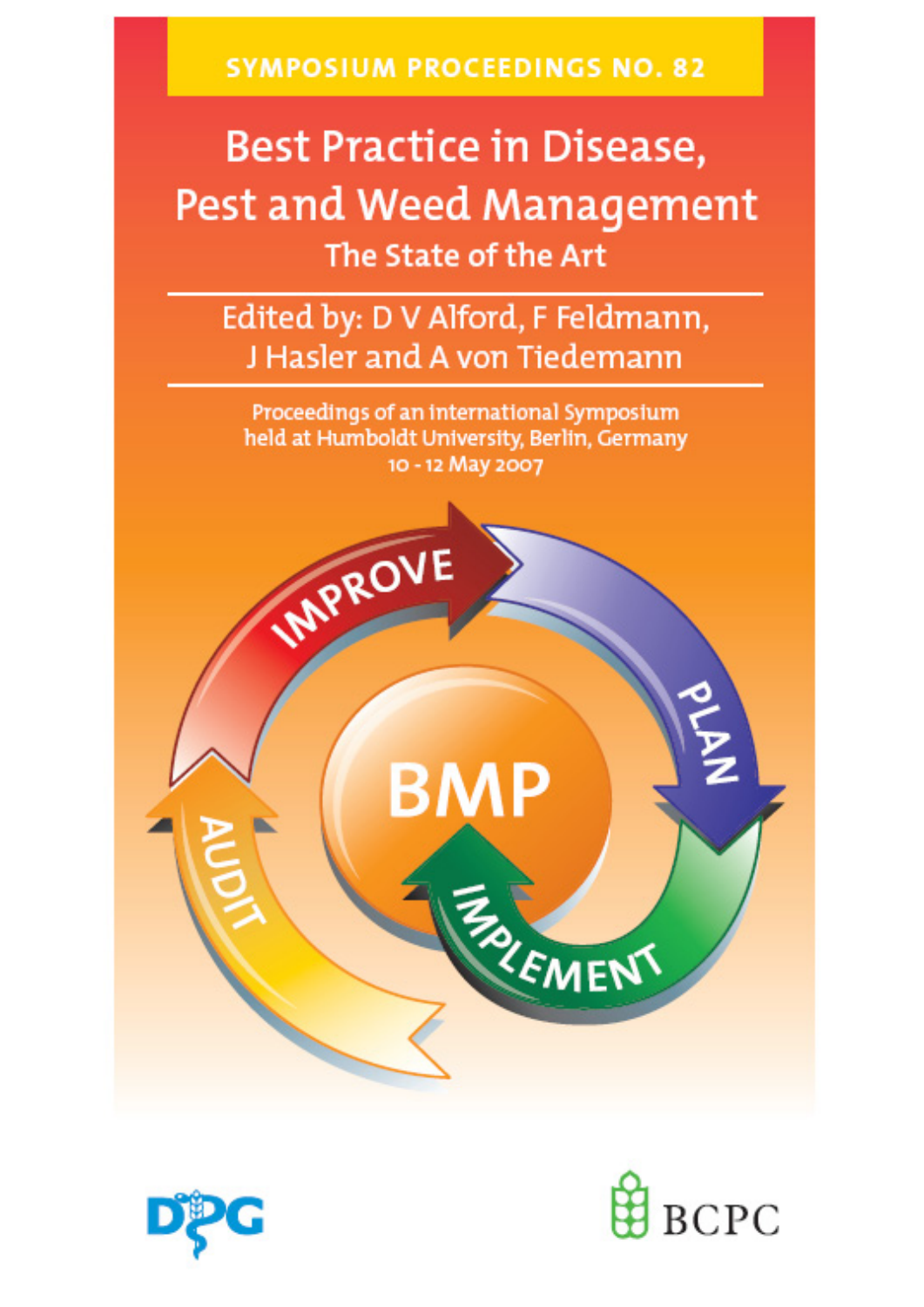SYMPOSIUM PROCEEDINGS NO. 82

# Best Practice in Disease, Pest and Weed Management

## The State of the Art

Edited by: D V Alford, F Feldmann, J Hasler and A von Tiedemann

Proceedings of an international Symposium held at Humboldt University, Berlin, Germany 10 - 12 May 2007

IMPROVE

PLAN

IMPLEMENT

AUDIT

BMP

DPG

BCPC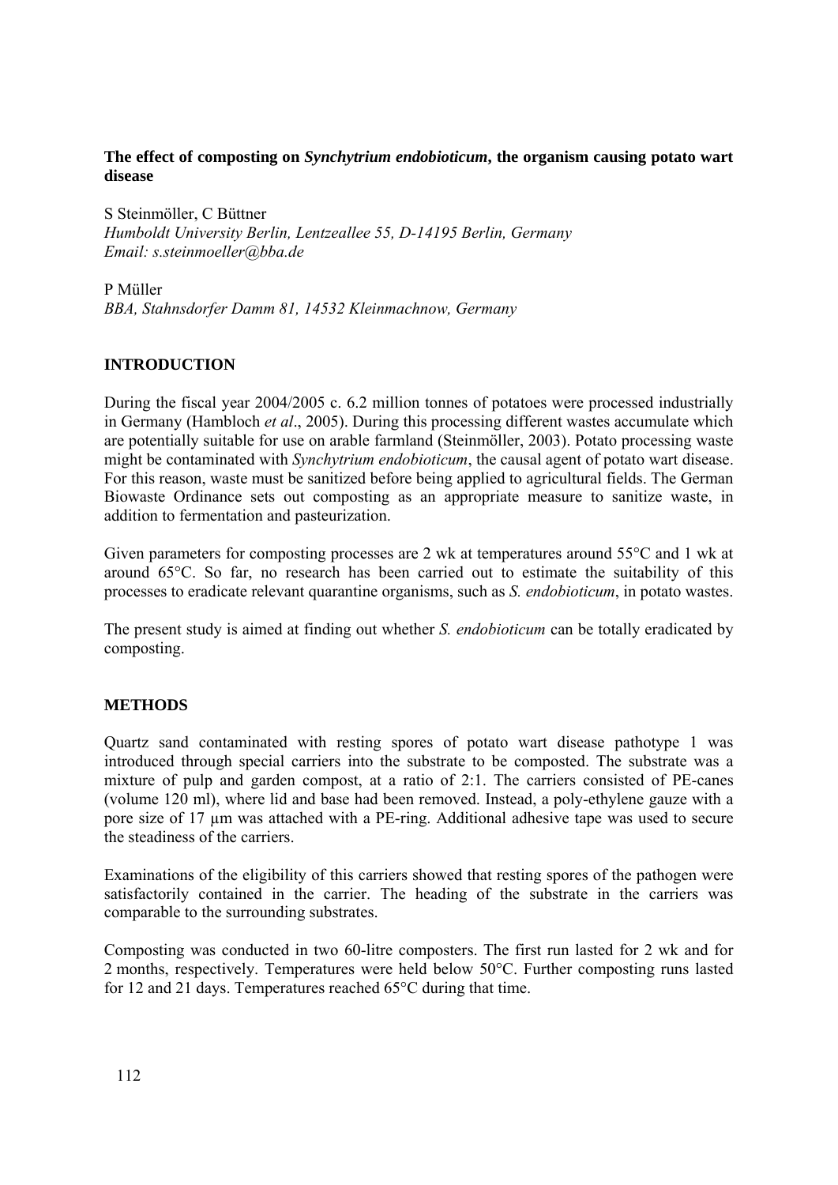**The effect of composting on *Synchytrium endobioticum*, the organism causing potato wart disease**

S Steinmöller, C Büttner
*Humboldt University Berlin, Lentzeallee 55, D-14195 Berlin, Germany*
*Email: s.steinmoeller@bba.de*

P Müller
*BBA, Stahnsdorfer Damm 81, 14532 Kleinmachnow, Germany*

## INTRODUCTION

During the fiscal year 2004/2005 c. 6.2 million tonnes of potatoes were processed industrially in Germany (Hambloch *et al*., 2005). During this processing different wastes accumulate which are potentially suitable for use on arable farmland (Steinmöller, 2003). Potato processing waste might be contaminated with *Synchytrium endobioticum*, the causal agent of potato wart disease. For this reason, waste must be sanitized before being applied to agricultural fields. The German Biowaste Ordinance sets out composting as an appropriate measure to sanitize waste, in addition to fermentation and pasteurization.

Given parameters for composting processes are 2 wk at temperatures around 55°C and 1 wk at around 65°C. So far, no research has been carried out to estimate the suitability of this processes to eradicate relevant quarantine organisms, such as *S. endobioticum*, in potato wastes.

The present study is aimed at finding out whether *S. endobioticum* can be totally eradicated by composting.

## METHODS

Quartz sand contaminated with resting spores of potato wart disease pathotype 1 was introduced through special carriers into the substrate to be composted. The substrate was a mixture of pulp and garden compost, at a ratio of 2:1. The carriers consisted of PE-canes (volume 120 ml), where lid and base had been removed. Instead, a poly-ethylene gauze with a pore size of 17 µm was attached with a PE-ring. Additional adhesive tape was used to secure the steadiness of the carriers.

Examinations of the eligibility of this carriers showed that resting spores of the pathogen were satisfactorily contained in the carrier. The heading of the substrate in the carriers was comparable to the surrounding substrates.

Composting was conducted in two 60-litre composters. The first run lasted for 2 wk and for 2 months, respectively. Temperatures were held below 50°C. Further composting runs lasted for 12 and 21 days. Temperatures reached 65°C during that time.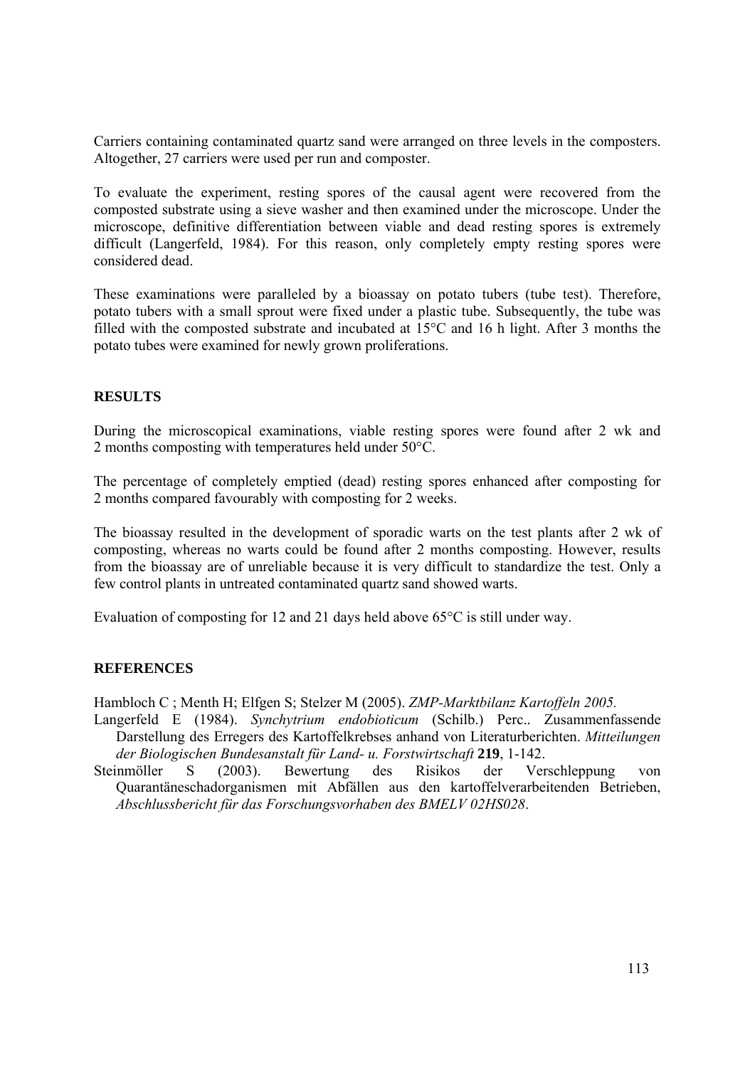Carriers containing contaminated quartz sand were arranged on three levels in the composters. Altogether, 27 carriers were used per run and composter.

To evaluate the experiment, resting spores of the causal agent were recovered from the composted substrate using a sieve washer and then examined under the microscope. Under the microscope, definitive differentiation between viable and dead resting spores is extremely difficult (Langerfeld, 1984). For this reason, only completely empty resting spores were considered dead.

These examinations were paralleled by a bioassay on potato tubers (tube test). Therefore, potato tubers with a small sprout were fixed under a plastic tube. Subsequently, the tube was filled with the composted substrate and incubated at 15°C and 16 h light. After 3 months the potato tubes were examined for newly grown proliferations.

## RESULTS

During the microscopical examinations, viable resting spores were found after 2 wk and 2 months composting with temperatures held under 50°C.

The percentage of completely emptied (dead) resting spores enhanced after composting for 2 months compared favourably with composting for 2 weeks.

The bioassay resulted in the development of sporadic warts on the test plants after 2 wk of composting, whereas no warts could be found after 2 months composting. However, results from the bioassay are of unreliable because it is very difficult to standardize the test. Only a few control plants in untreated contaminated quartz sand showed warts.

Evaluation of composting for 12 and 21 days held above 65°C is still under way.

## REFERENCES

Hambloch C ; Menth H; Elfgen S; Stelzer M (2005). *ZMP-Marktbilanz Kartoffeln 2005.*

Langerfeld E (1984). *Synchytrium endobioticum* (Schilb.) Perc.. Zusammenfassende Darstellung des Erregers des Kartoffelkrebses anhand von Literaturberichten. *Mitteilungen der Biologischen Bundesanstalt für Land- u. Forstwirtschaft* **219**, 1-142.

Steinmöller S (2003). Bewertung des Risikos der Verschleppung von Quarantäneschadorganismen mit Abfällen aus den kartoffelverarbeitenden Betrieben, *Abschlussbericht für das Forschungsvorhaben des BMELV 02HS028*.